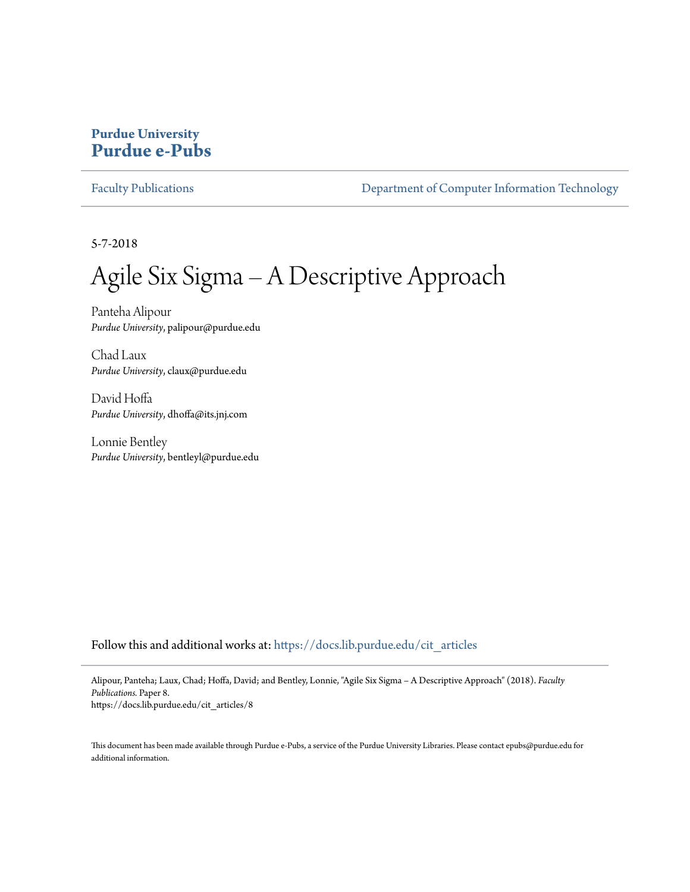**Purdue University**
# Purdue e-Pubs

Faculty Publications | Department of Computer Information Technology

5-7-2018

# Agile Six Sigma – A Descriptive Approach

Panteha Alipour
*Purdue University*, palipour@purdue.edu

Chad Laux
*Purdue University*, claux@purdue.edu

David Hoffa
*Purdue University*, dhoffa@its.jnj.com

Lonnie Bentley
*Purdue University*, bentleyl@purdue.edu

Follow this and additional works at: https://docs.lib.purdue.edu/cit_articles

Alipour, Panteha; Laux, Chad; Hoffa, David; and Bentley, Lonnie, "Agile Six Sigma – A Descriptive Approach" (2018). *Faculty Publications.* Paper 8.
https://docs.lib.purdue.edu/cit_articles/8

This document has been made available through Purdue e-Pubs, a service of the Purdue University Libraries. Please contact epubs@purdue.edu for additional information.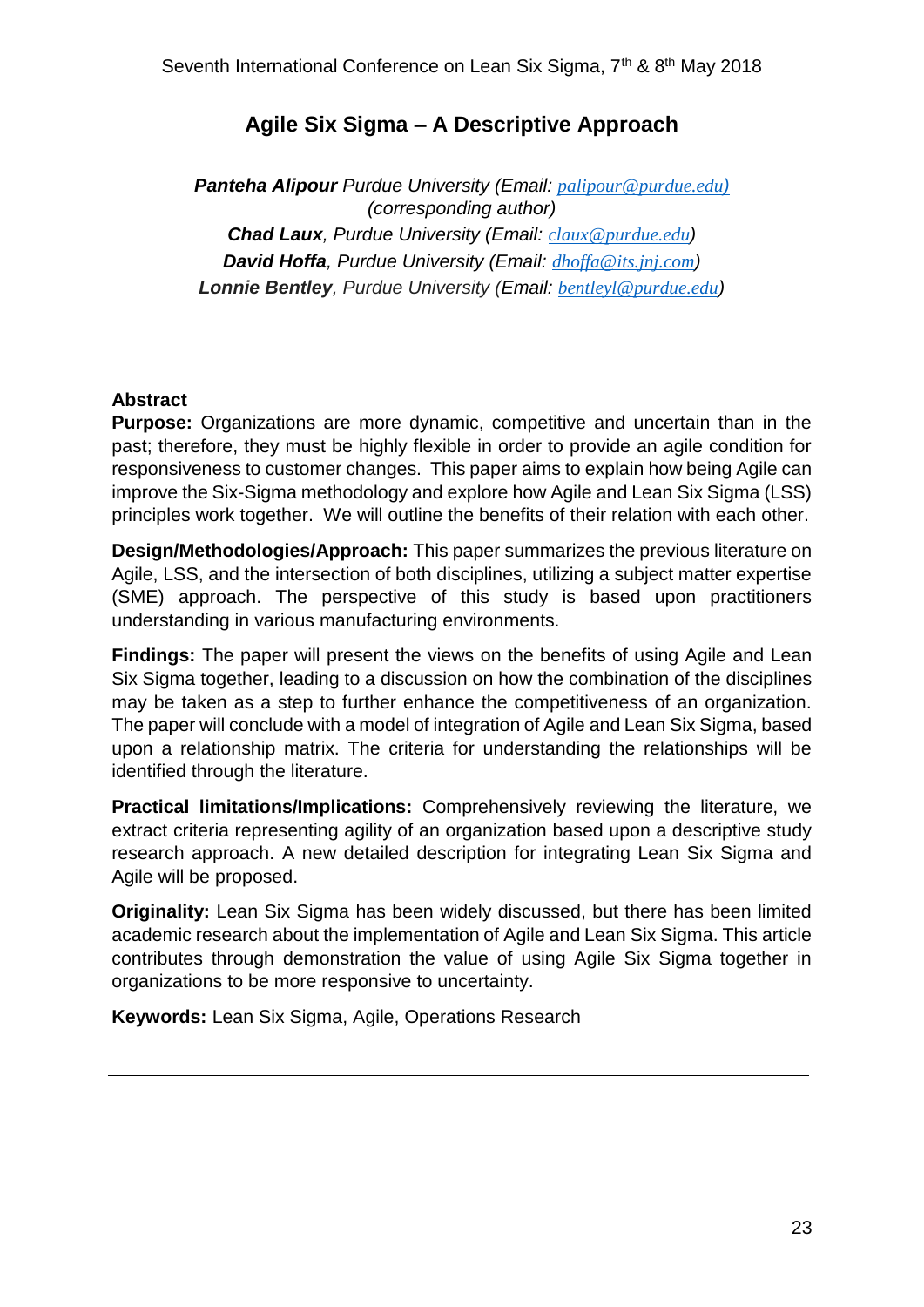# Agile Six Sigma – A Descriptive Approach

***Panteha Alipour** Purdue University (Email: palipour@purdue.edu) (corresponding author)*

***Chad Laux**, Purdue University (Email: claux@purdue.edu)*

***David Hoffa**, Purdue University (Email: dhoffa@its.jnj.com)*

***Lonnie Bentley**, Purdue University (Email: bentleyl@purdue.edu)*

---

**Abstract**

**Purpose:** Organizations are more dynamic, competitive and uncertain than in the past; therefore, they must be highly flexible in order to provide an agile condition for responsiveness to customer changes. This paper aims to explain how being Agile can improve the Six-Sigma methodology and explore how Agile and Lean Six Sigma (LSS) principles work together. We will outline the benefits of their relation with each other.

**Design/Methodologies/Approach:** This paper summarizes the previous literature on Agile, LSS, and the intersection of both disciplines, utilizing a subject matter expertise (SME) approach. The perspective of this study is based upon practitioners understanding in various manufacturing environments.

**Findings:** The paper will present the views on the benefits of using Agile and Lean Six Sigma together, leading to a discussion on how the combination of the disciplines may be taken as a step to further enhance the competitiveness of an organization. The paper will conclude with a model of integration of Agile and Lean Six Sigma, based upon a relationship matrix. The criteria for understanding the relationships will be identified through the literature.

**Practical limitations/Implications:** Comprehensively reviewing the literature, we extract criteria representing agility of an organization based upon a descriptive study research approach. A new detailed description for integrating Lean Six Sigma and Agile will be proposed.

**Originality:** Lean Six Sigma has been widely discussed, but there has been limited academic research about the implementation of Agile and Lean Six Sigma. This article contributes through demonstration the value of using Agile Six Sigma together in organizations to be more responsive to uncertainty.

**Keywords:** Lean Six Sigma, Agile, Operations Research

---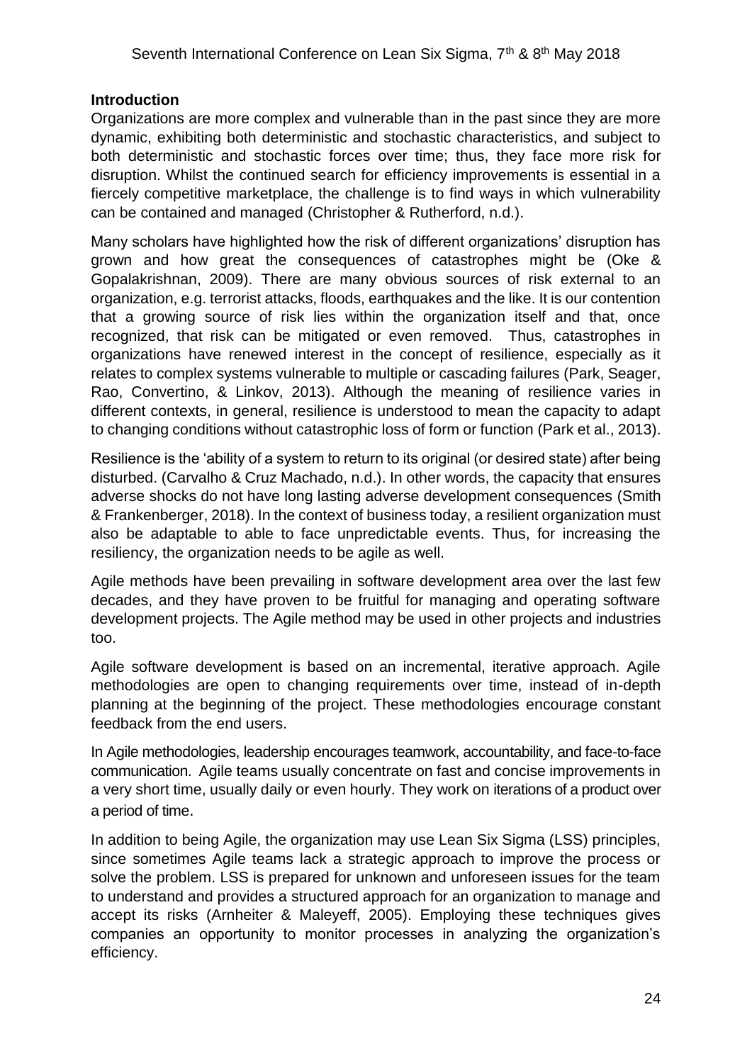## Introduction

Organizations are more complex and vulnerable than in the past since they are more dynamic, exhibiting both deterministic and stochastic characteristics, and subject to both deterministic and stochastic forces over time; thus, they face more risk for disruption. Whilst the continued search for efficiency improvements is essential in a fiercely competitive marketplace, the challenge is to find ways in which vulnerability can be contained and managed (Christopher & Rutherford, n.d.).

Many scholars have highlighted how the risk of different organizations' disruption has grown and how great the consequences of catastrophes might be (Oke & Gopalakrishnan, 2009). There are many obvious sources of risk external to an organization, e.g. terrorist attacks, floods, earthquakes and the like. It is our contention that a growing source of risk lies within the organization itself and that, once recognized, that risk can be mitigated or even removed. Thus, catastrophes in organizations have renewed interest in the concept of resilience, especially as it relates to complex systems vulnerable to multiple or cascading failures (Park, Seager, Rao, Convertino, & Linkov, 2013). Although the meaning of resilience varies in different contexts, in general, resilience is understood to mean the capacity to adapt to changing conditions without catastrophic loss of form or function (Park et al., 2013).

Resilience is the 'ability of a system to return to its original (or desired state) after being disturbed. (Carvalho & Cruz Machado, n.d.). In other words, the capacity that ensures adverse shocks do not have long lasting adverse development consequences (Smith & Frankenberger, 2018). In the context of business today, a resilient organization must also be adaptable to able to face unpredictable events. Thus, for increasing the resiliency, the organization needs to be agile as well.

Agile methods have been prevailing in software development area over the last few decades, and they have proven to be fruitful for managing and operating software development projects. The Agile method may be used in other projects and industries too.

Agile software development is based on an incremental, iterative approach. Agile methodologies are open to changing requirements over time, instead of in-depth planning at the beginning of the project. These methodologies encourage constant feedback from the end users.

In Agile methodologies, leadership encourages teamwork, accountability, and face-to-face communication. Agile teams usually concentrate on fast and concise improvements in a very short time, usually daily or even hourly. They work on iterations of a product over a period of time.

In addition to being Agile, the organization may use Lean Six Sigma (LSS) principles, since sometimes Agile teams lack a strategic approach to improve the process or solve the problem. LSS is prepared for unknown and unforeseen issues for the team to understand and provides a structured approach for an organization to manage and accept its risks (Arnheiter & Maleyeff, 2005). Employing these techniques gives companies an opportunity to monitor processes in analyzing the organization's efficiency.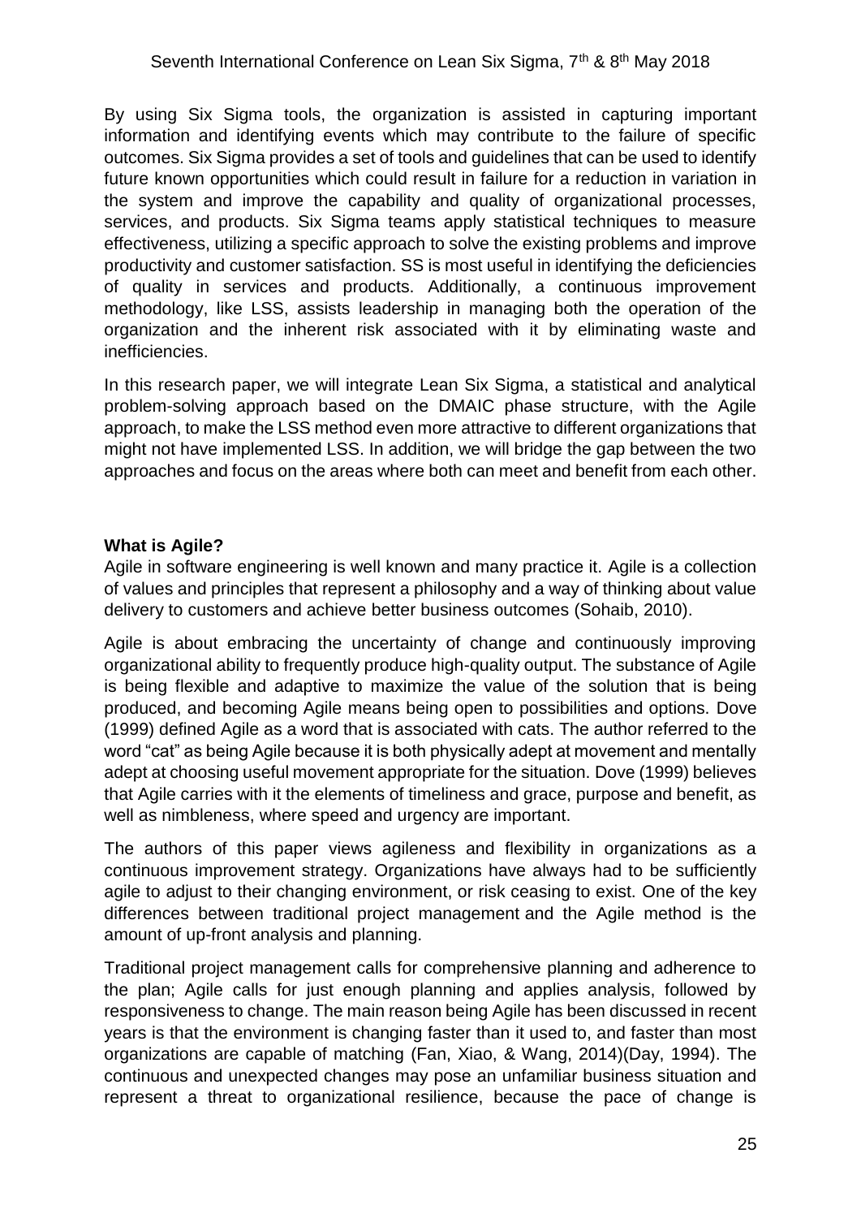By using Six Sigma tools, the organization is assisted in capturing important information and identifying events which may contribute to the failure of specific outcomes. Six Sigma provides a set of tools and guidelines that can be used to identify future known opportunities which could result in failure for a reduction in variation in the system and improve the capability and quality of organizational processes, services, and products. Six Sigma teams apply statistical techniques to measure effectiveness, utilizing a specific approach to solve the existing problems and improve productivity and customer satisfaction. SS is most useful in identifying the deficiencies of quality in services and products. Additionally, a continuous improvement methodology, like LSS, assists leadership in managing both the operation of the organization and the inherent risk associated with it by eliminating waste and inefficiencies.

In this research paper, we will integrate Lean Six Sigma, a statistical and analytical problem-solving approach based on the DMAIC phase structure, with the Agile approach, to make the LSS method even more attractive to different organizations that might not have implemented LSS. In addition, we will bridge the gap between the two approaches and focus on the areas where both can meet and benefit from each other.

**What is Agile?**

Agile in software engineering is well known and many practice it. Agile is a collection of values and principles that represent a philosophy and a way of thinking about value delivery to customers and achieve better business outcomes (Sohaib, 2010).

Agile is about embracing the uncertainty of change and continuously improving organizational ability to frequently produce high-quality output. The substance of Agile is being flexible and adaptive to maximize the value of the solution that is being produced, and becoming Agile means being open to possibilities and options. Dove (1999) defined Agile as a word that is associated with cats. The author referred to the word "cat" as being Agile because it is both physically adept at movement and mentally adept at choosing useful movement appropriate for the situation. Dove (1999) believes that Agile carries with it the elements of timeliness and grace, purpose and benefit, as well as nimbleness, where speed and urgency are important.

The authors of this paper views agileness and flexibility in organizations as a continuous improvement strategy. Organizations have always had to be sufficiently agile to adjust to their changing environment, or risk ceasing to exist. One of the key differences between traditional project management and the Agile method is the amount of up-front analysis and planning.

Traditional project management calls for comprehensive planning and adherence to the plan; Agile calls for just enough planning and applies analysis, followed by responsiveness to change. The main reason being Agile has been discussed in recent years is that the environment is changing faster than it used to, and faster than most organizations are capable of matching (Fan, Xiao, & Wang, 2014)(Day, 1994). The continuous and unexpected changes may pose an unfamiliar business situation and represent a threat to organizational resilience, because the pace of change is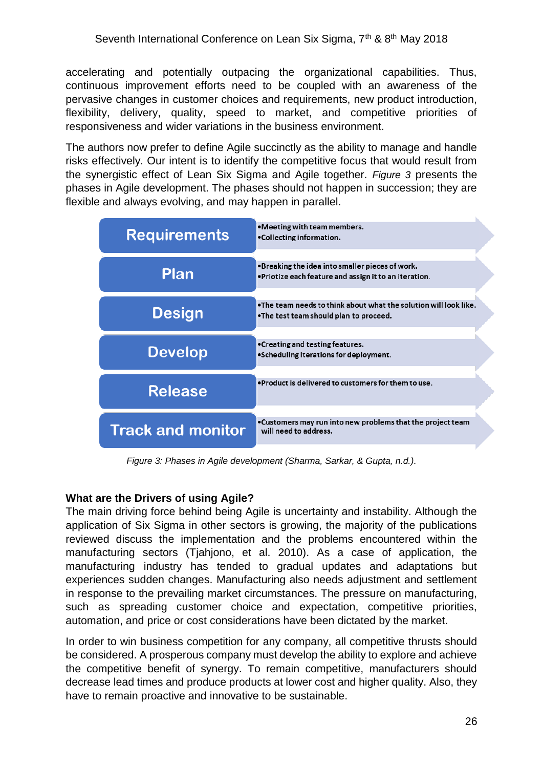accelerating and potentially outpacing the organizational capabilities. Thus, continuous improvement efforts need to be coupled with an awareness of the pervasive changes in customer choices and requirements, new product introduction, flexibility, delivery, quality, speed to market, and competitive priorities of responsiveness and wider variations in the business environment.

The authors now prefer to define Agile succinctly as the ability to manage and handle risks effectively. Our intent is to identify the competitive focus that would result from the synergistic effect of Lean Six Sigma and Agile together. *Figure 3* presents the phases in Agile development. The phases should not happen in succession; they are flexible and always evolving, and may happen in parallel.

| Phase | Description |
|---|---|
| Requirements | •Meeting with team members. •Collecting information. |
| Plan | •Breaking the idea into smaller pieces of work. •Priotize each feature and assign it to an iteration. |
| Design | •The team needs to think about what the solution will look like. •The test team should plan to proceed. |
| Develop | •Creating and testing features. •Scheduling iterations for deployment. |
| Release | •Product is delivered to customers for them to use. |
| Track and monitor | •Customers may run into new problems that the project team will need to address. |

*Figure 3: Phases in Agile development (Sharma, Sarkar, & Gupta, n.d.).*

**What are the Drivers of using Agile?**

The main driving force behind being Agile is uncertainty and instability. Although the application of Six Sigma in other sectors is growing, the majority of the publications reviewed discuss the implementation and the problems encountered within the manufacturing sectors (Tjahjono, et al. 2010). As a case of application, the manufacturing industry has tended to gradual updates and adaptations but experiences sudden changes. Manufacturing also needs adjustment and settlement in response to the prevailing market circumstances. The pressure on manufacturing, such as spreading customer choice and expectation, competitive priorities, automation, and price or cost considerations have been dictated by the market.

In order to win business competition for any company, all competitive thrusts should be considered. A prosperous company must develop the ability to explore and achieve the competitive benefit of synergy. To remain competitive, manufacturers should decrease lead times and produce products at lower cost and higher quality. Also, they have to remain proactive and innovative to be sustainable.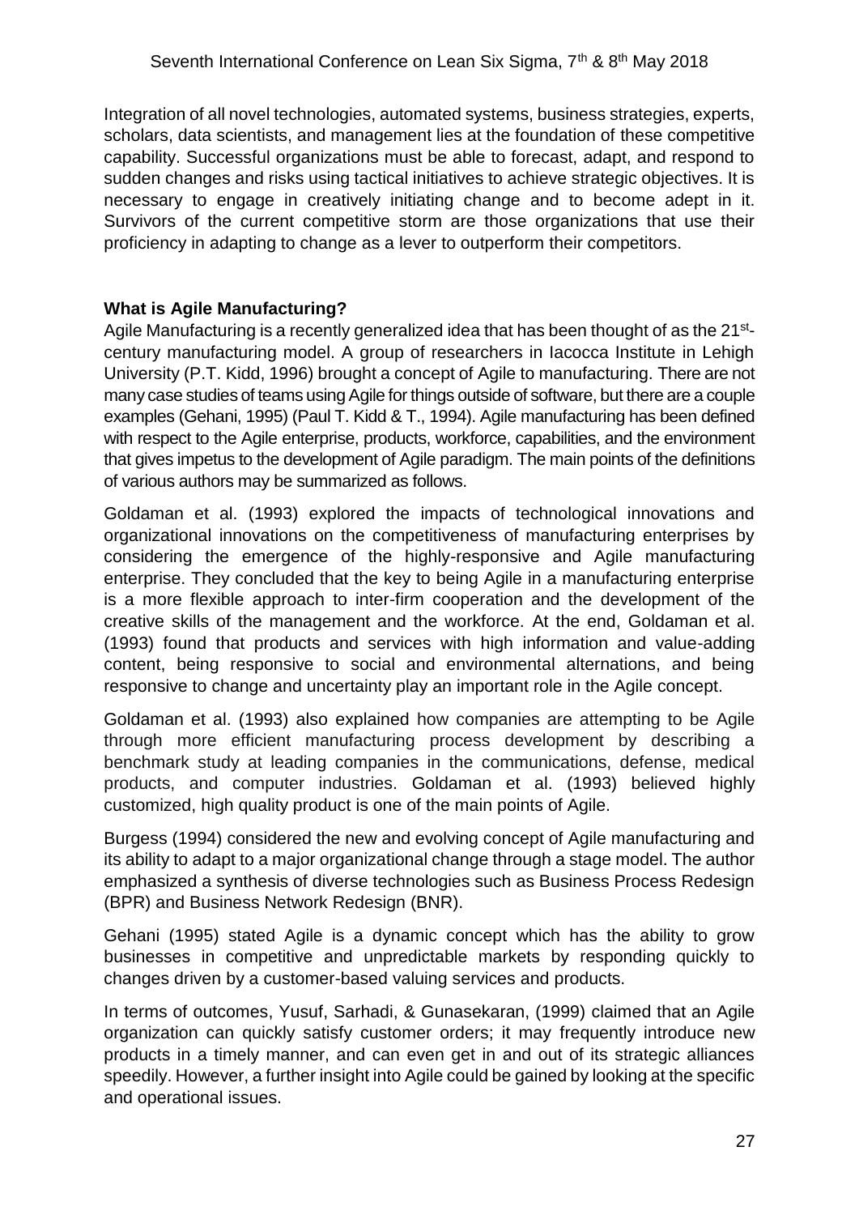Integration of all novel technologies, automated systems, business strategies, experts, scholars, data scientists, and management lies at the foundation of these competitive capability. Successful organizations must be able to forecast, adapt, and respond to sudden changes and risks using tactical initiatives to achieve strategic objectives. It is necessary to engage in creatively initiating change and to become adept in it. Survivors of the current competitive storm are those organizations that use their proficiency in adapting to change as a lever to outperform their competitors.

## What is Agile Manufacturing?

Agile Manufacturing is a recently generalized idea that has been thought of as the 21st-century manufacturing model. A group of researchers in Iacocca Institute in Lehigh University (P.T. Kidd, 1996) brought a concept of Agile to manufacturing. There are not many case studies of teams using Agile for things outside of software, but there are a couple examples (Gehani, 1995) (Paul T. Kidd & T., 1994). Agile manufacturing has been defined with respect to the Agile enterprise, products, workforce, capabilities, and the environment that gives impetus to the development of Agile paradigm. The main points of the definitions of various authors may be summarized as follows.

Goldaman et al. (1993) explored the impacts of technological innovations and organizational innovations on the competitiveness of manufacturing enterprises by considering the emergence of the highly-responsive and Agile manufacturing enterprise. They concluded that the key to being Agile in a manufacturing enterprise is a more flexible approach to inter-firm cooperation and the development of the creative skills of the management and the workforce. At the end, Goldaman et al. (1993) found that products and services with high information and value-adding content, being responsive to social and environmental alternations, and being responsive to change and uncertainty play an important role in the Agile concept.

Goldaman et al. (1993) also explained how companies are attempting to be Agile through more efficient manufacturing process development by describing a benchmark study at leading companies in the communications, defense, medical products, and computer industries. Goldaman et al. (1993) believed highly customized, high quality product is one of the main points of Agile.

Burgess (1994) considered the new and evolving concept of Agile manufacturing and its ability to adapt to a major organizational change through a stage model. The author emphasized a synthesis of diverse technologies such as Business Process Redesign (BPR) and Business Network Redesign (BNR).

Gehani (1995) stated Agile is a dynamic concept which has the ability to grow businesses in competitive and unpredictable markets by responding quickly to changes driven by a customer-based valuing services and products.

In terms of outcomes, Yusuf, Sarhadi, & Gunasekaran, (1999) claimed that an Agile organization can quickly satisfy customer orders; it may frequently introduce new products in a timely manner, and can even get in and out of its strategic alliances speedily. However, a further insight into Agile could be gained by looking at the specific and operational issues.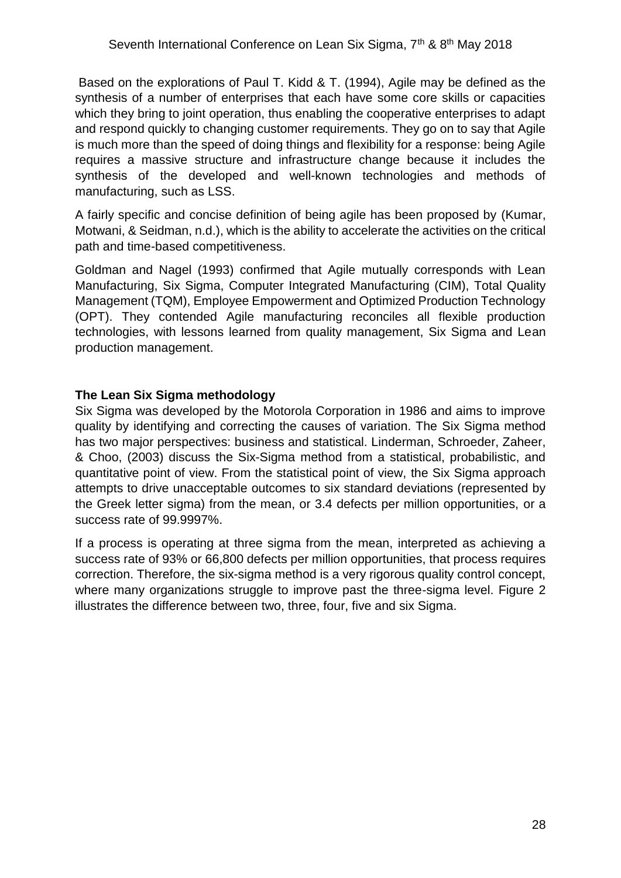Based on the explorations of Paul T. Kidd & T. (1994), Agile may be defined as the synthesis of a number of enterprises that each have some core skills or capacities which they bring to joint operation, thus enabling the cooperative enterprises to adapt and respond quickly to changing customer requirements. They go on to say that Agile is much more than the speed of doing things and flexibility for a response: being Agile requires a massive structure and infrastructure change because it includes the synthesis of the developed and well-known technologies and methods of manufacturing, such as LSS.

A fairly specific and concise definition of being agile has been proposed by (Kumar, Motwani, & Seidman, n.d.), which is the ability to accelerate the activities on the critical path and time-based competitiveness.

Goldman and Nagel (1993) confirmed that Agile mutually corresponds with Lean Manufacturing, Six Sigma, Computer Integrated Manufacturing (CIM), Total Quality Management (TQM), Employee Empowerment and Optimized Production Technology (OPT). They contended Agile manufacturing reconciles all flexible production technologies, with lessons learned from quality management, Six Sigma and Lean production management.

**The Lean Six Sigma methodology**

Six Sigma was developed by the Motorola Corporation in 1986 and aims to improve quality by identifying and correcting the causes of variation. The Six Sigma method has two major perspectives: business and statistical. Linderman, Schroeder, Zaheer, & Choo, (2003) discuss the Six-Sigma method from a statistical, probabilistic, and quantitative point of view. From the statistical point of view, the Six Sigma approach attempts to drive unacceptable outcomes to six standard deviations (represented by the Greek letter sigma) from the mean, or 3.4 defects per million opportunities, or a success rate of 99.9997%.

If a process is operating at three sigma from the mean, interpreted as achieving a success rate of 93% or 66,800 defects per million opportunities, that process requires correction. Therefore, the six-sigma method is a very rigorous quality control concept, where many organizations struggle to improve past the three-sigma level. Figure 2 illustrates the difference between two, three, four, five and six Sigma.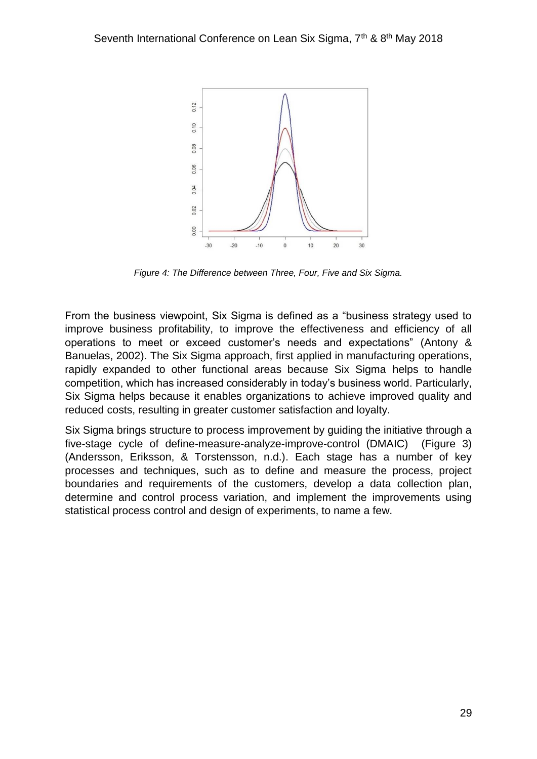*Figure 4: The Difference between Three, Four, Five and Six Sigma.*

From the business viewpoint, Six Sigma is defined as a "business strategy used to improve business profitability, to improve the effectiveness and efficiency of all operations to meet or exceed customer's needs and expectations" (Antony & Banuelas, 2002). The Six Sigma approach, first applied in manufacturing operations, rapidly expanded to other functional areas because Six Sigma helps to handle competition, which has increased considerably in today's business world. Particularly, Six Sigma helps because it enables organizations to achieve improved quality and reduced costs, resulting in greater customer satisfaction and loyalty.

Six Sigma brings structure to process improvement by guiding the initiative through a five-stage cycle of define-measure-analyze-improve-control (DMAIC) (Figure 3) (Andersson, Eriksson, & Torstensson, n.d.). Each stage has a number of key processes and techniques, such as to define and measure the process, project boundaries and requirements of the customers, develop a data collection plan, determine and control process variation, and implement the improvements using statistical process control and design of experiments, to name a few.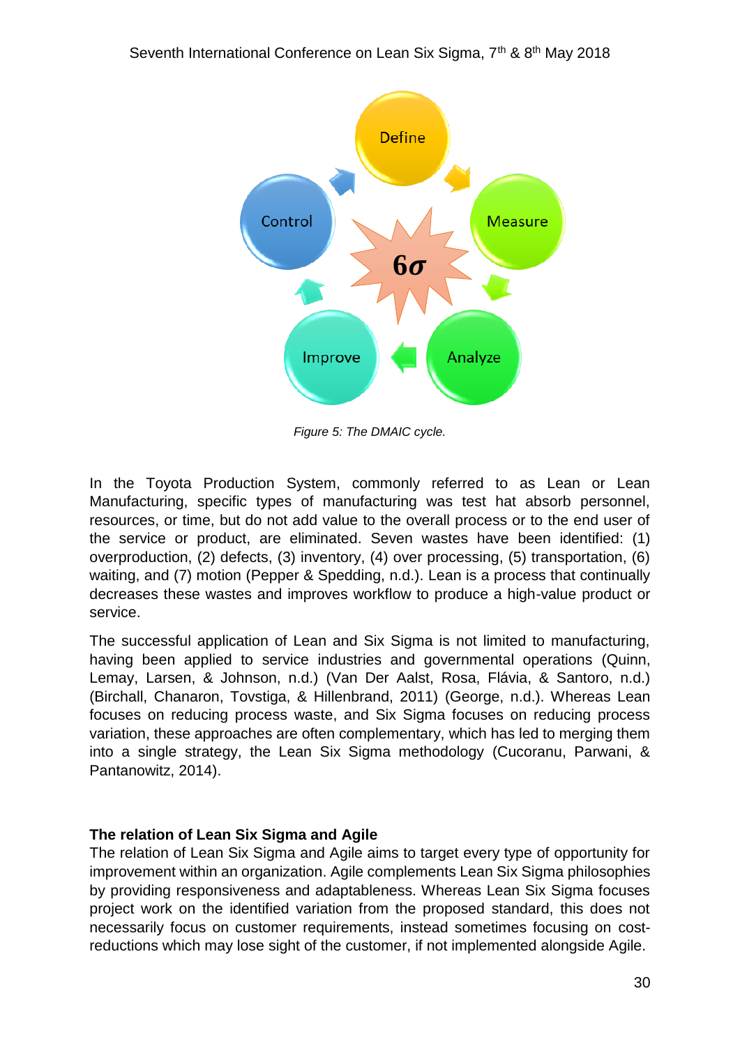*Figure 5: The DMAIC cycle.*

In the Toyota Production System, commonly referred to as Lean or Lean Manufacturing, specific types of manufacturing was test hat absorb personnel, resources, or time, but do not add value to the overall process or to the end user of the service or product, are eliminated. Seven wastes have been identified: (1) overproduction, (2) defects, (3) inventory, (4) over processing, (5) transportation, (6) waiting, and (7) motion (Pepper & Spedding, n.d.). Lean is a process that continually decreases these wastes and improves workflow to produce a high-value product or service.

The successful application of Lean and Six Sigma is not limited to manufacturing, having been applied to service industries and governmental operations (Quinn, Lemay, Larsen, & Johnson, n.d.) (Van Der Aalst, Rosa, Flávia, & Santoro, n.d.) (Birchall, Chanaron, Tovstiga, & Hillenbrand, 2011) (George, n.d.). Whereas Lean focuses on reducing process waste, and Six Sigma focuses on reducing process variation, these approaches are often complementary, which has led to merging them into a single strategy, the Lean Six Sigma methodology (Cucoranu, Parwani, & Pantanowitz, 2014).

## The relation of Lean Six Sigma and Agile

The relation of Lean Six Sigma and Agile aims to target every type of opportunity for improvement within an organization. Agile complements Lean Six Sigma philosophies by providing responsiveness and adaptableness. Whereas Lean Six Sigma focuses project work on the identified variation from the proposed standard, this does not necessarily focus on customer requirements, instead sometimes focusing on cost-reductions which may lose sight of the customer, if not implemented alongside Agile.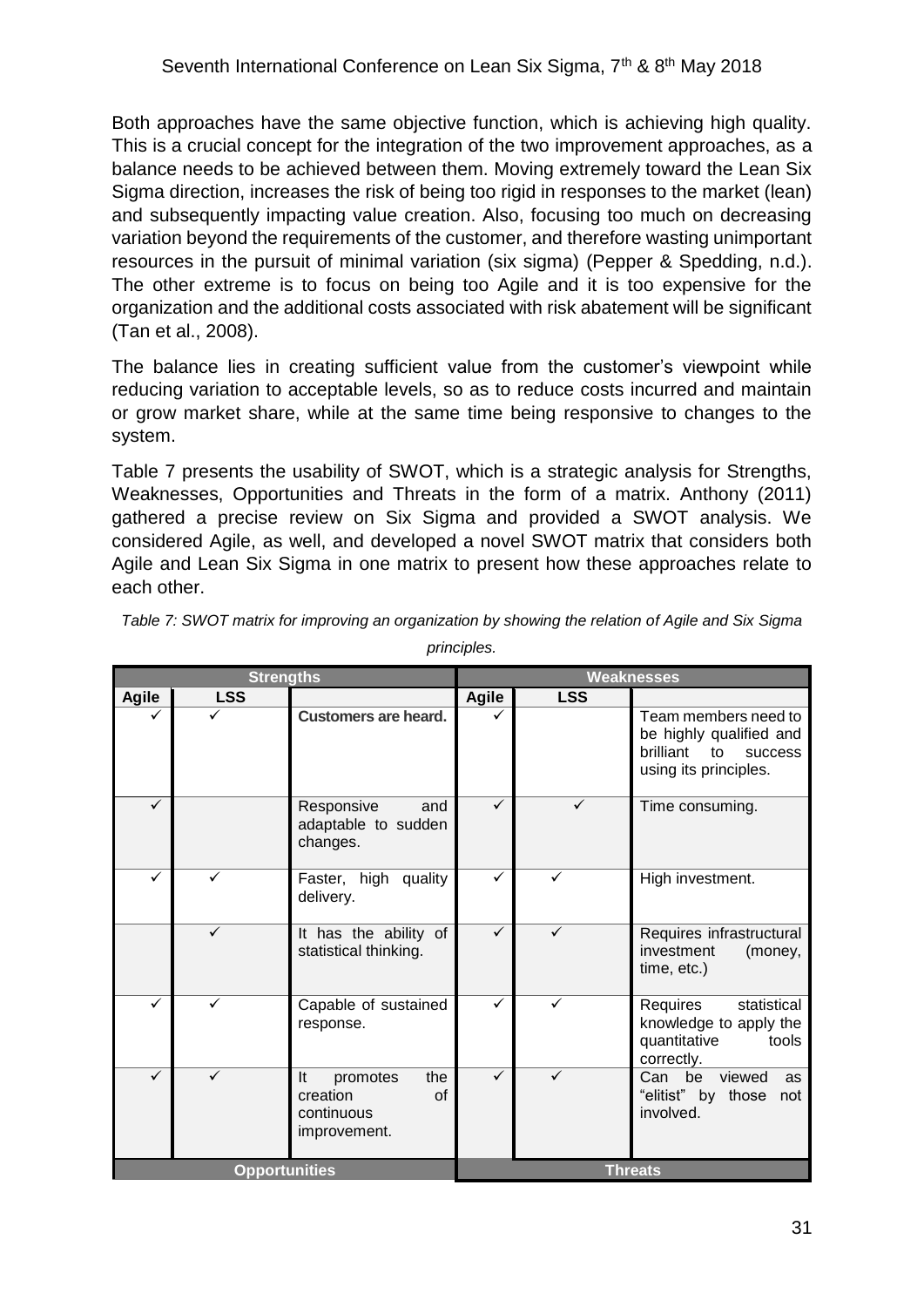Both approaches have the same objective function, which is achieving high quality. This is a crucial concept for the integration of the two improvement approaches, as a balance needs to be achieved between them. Moving extremely toward the Lean Six Sigma direction, increases the risk of being too rigid in responses to the market (lean) and subsequently impacting value creation. Also, focusing too much on decreasing variation beyond the requirements of the customer, and therefore wasting unimportant resources in the pursuit of minimal variation (six sigma) (Pepper & Spedding, n.d.). The other extreme is to focus on being too Agile and it is too expensive for the organization and the additional costs associated with risk abatement will be significant (Tan et al., 2008).

The balance lies in creating sufficient value from the customer's viewpoint while reducing variation to acceptable levels, so as to reduce costs incurred and maintain or grow market share, while at the same time being responsive to changes to the system.

Table 7 presents the usability of SWOT, which is a strategic analysis for Strengths, Weaknesses, Opportunities and Threats in the form of a matrix. Anthony (2011) gathered a precise review on Six Sigma and provided a SWOT analysis. We considered Agile, as well, and developed a novel SWOT matrix that considers both Agile and Lean Six Sigma in one matrix to present how these approaches relate to each other.

*Table 7: SWOT matrix for improving an organization by showing the relation of Agile and Six Sigma principles.*

| **Strengths** | | | **Weaknesses** | | |
|---|---|---|---|---|---|
| **Agile** | **LSS** | | **Agile** | **LSS** | |
| ✓ | ✓ | **Customers are heard.** | ✓ | | Team members need to be highly qualified and brilliant to success using its principles. |
| ✓ | | Responsive and adaptable to sudden changes. | ✓ | ✓ | Time consuming. |
| ✓ | ✓ | Faster, high quality delivery. | ✓ | ✓ | High investment. |
| | ✓ | It has the ability of statistical thinking. | ✓ | ✓ | Requires infrastructural investment (money, time, etc.) |
| ✓ | ✓ | Capable of sustained response. | ✓ | ✓ | Requires statistical knowledge to apply the quantitative tools correctly. |
| ✓ | ✓ | It promotes the creation of continuous improvement. | ✓ | ✓ | Can be viewed as "elitist" by those not involved. |
| **Opportunities** | | | **Threats** | | |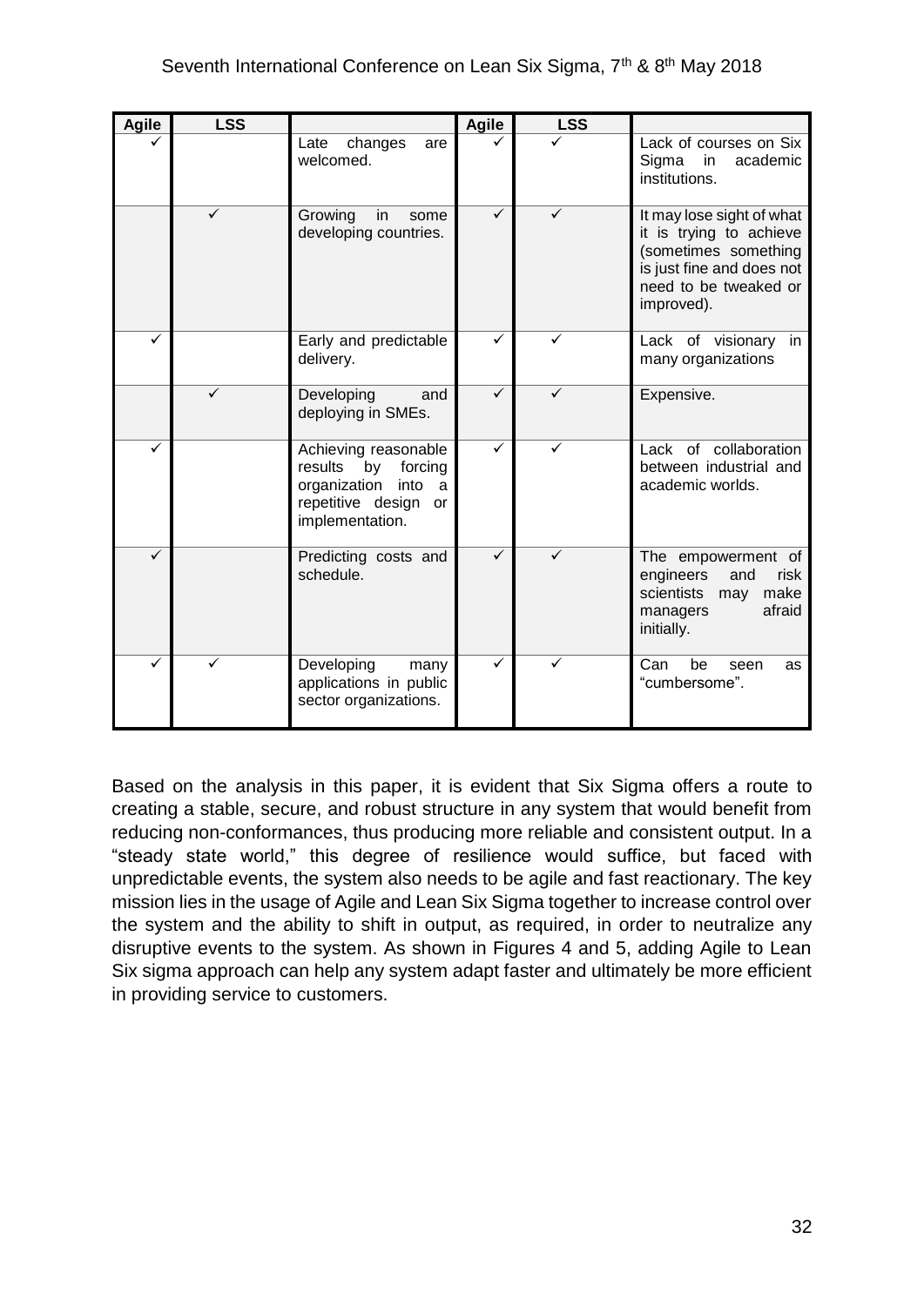| Agile | LSS | | Agile | LSS | |
|---|---|---|---|---|---|
| ✓ | | Late changes are welcomed. | ✓ | ✓ | Lack of courses on Six Sigma in academic institutions. |
| | ✓ | Growing in some developing countries. | ✓ | ✓ | It may lose sight of what it is trying to achieve (sometimes something is just fine and does not need to be tweaked or improved). |
| ✓ | | Early and predictable delivery. | ✓ | ✓ | Lack of visionary in many organizations |
| | ✓ | Developing and deploying in SMEs. | ✓ | ✓ | Expensive. |
| ✓ | | Achieving reasonable results by forcing organization into a repetitive design or implementation. | ✓ | ✓ | Lack of collaboration between industrial and academic worlds. |
| ✓ | | Predicting costs and schedule. | ✓ | ✓ | The empowerment of engineers and risk scientists may make managers afraid initially. |
| ✓ | ✓ | Developing many applications in public sector organizations. | ✓ | ✓ | Can be seen as "cumbersome". |

Based on the analysis in this paper, it is evident that Six Sigma offers a route to creating a stable, secure, and robust structure in any system that would benefit from reducing non-conformances, thus producing more reliable and consistent output. In a "steady state world," this degree of resilience would suffice, but faced with unpredictable events, the system also needs to be agile and fast reactionary. The key mission lies in the usage of Agile and Lean Six Sigma together to increase control over the system and the ability to shift in output, as required, in order to neutralize any disruptive events to the system. As shown in Figures 4 and 5, adding Agile to Lean Six sigma approach can help any system adapt faster and ultimately be more efficient in providing service to customers.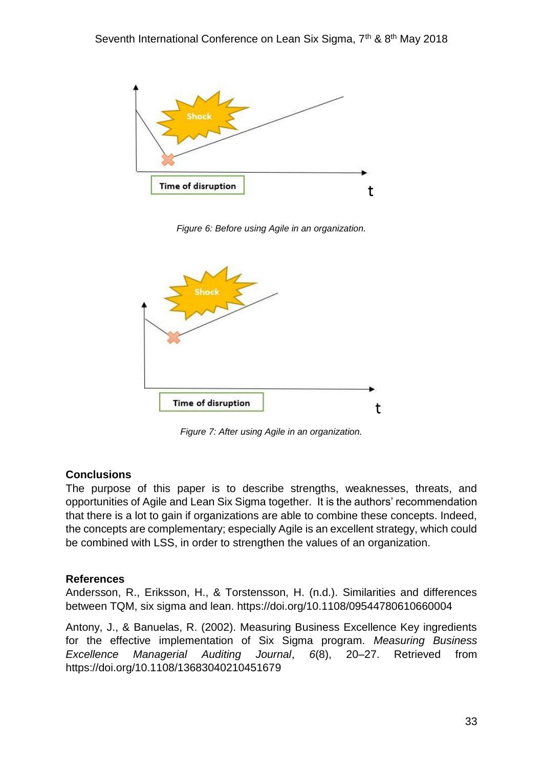Figure 6: Before using Agile in an organization.

Figure 7: After using Agile in an organization.

## Conclusions

The purpose of this paper is to describe strengths, weaknesses, threats, and opportunities of Agile and Lean Six Sigma together. It is the authors' recommendation that there is a lot to gain if organizations are able to combine these concepts. Indeed, the concepts are complementary; especially Agile is an excellent strategy, which could be combined with LSS, in order to strengthen the values of an organization.

## References

Andersson, R., Eriksson, H., & Torstensson, H. (n.d.). Similarities and differences between TQM, six sigma and lean. https://doi.org/10.1108/09544780610660004

Antony, J., & Banuelas, R. (2002). Measuring Business Excellence Key ingredients for the effective implementation of Six Sigma program. *Measuring Business Excellence Managerial Auditing Journal*, *6*(8), 20–27. Retrieved from https://doi.org/10.1108/13683040210451679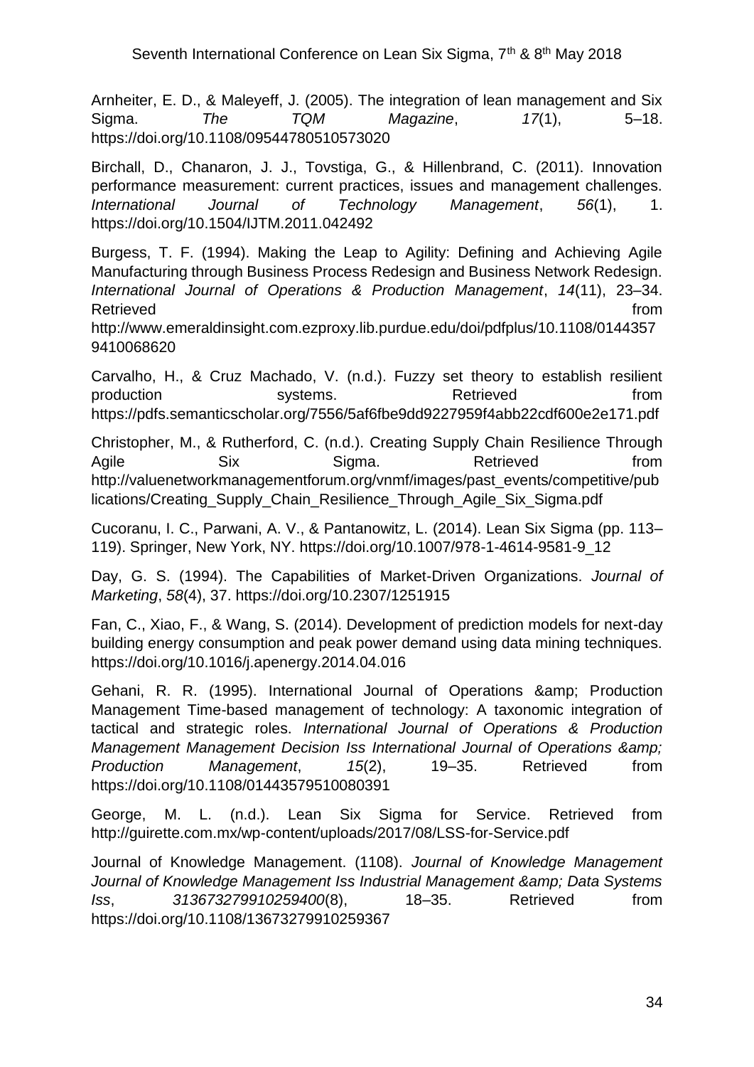Arnheiter, E. D., & Maleyeff, J. (2005). The integration of lean management and Six Sigma. *The TQM Magazine*, *17*(1), 5–18. https://doi.org/10.1108/09544780510573020

Birchall, D., Chanaron, J. J., Tovstiga, G., & Hillenbrand, C. (2011). Innovation performance measurement: current practices, issues and management challenges. *International Journal of Technology Management*, *56*(1), 1. https://doi.org/10.1504/IJTM.2011.042492

Burgess, T. F. (1994). Making the Leap to Agility: Defining and Achieving Agile Manufacturing through Business Process Redesign and Business Network Redesign. *International Journal of Operations & Production Management*, *14*(11), 23–34. Retrieved from http://www.emeraldinsight.com.ezproxy.lib.purdue.edu/doi/pdfplus/10.1108/01443579410068620

Carvalho, H., & Cruz Machado, V. (n.d.). Fuzzy set theory to establish resilient production systems. Retrieved from https://pdfs.semanticscholar.org/7556/5af6fbe9dd9227959f4abb22cdf600e2e171.pdf

Christopher, M., & Rutherford, C. (n.d.). Creating Supply Chain Resilience Through Agile Six Sigma. Retrieved from http://valuenetworkmanagementforum.org/vnmf/images/past_events/competitive/publications/Creating_Supply_Chain_Resilience_Through_Agile_Six_Sigma.pdf

Cucoranu, I. C., Parwani, A. V., & Pantanowitz, L. (2014). Lean Six Sigma (pp. 113–119). Springer, New York, NY. https://doi.org/10.1007/978-1-4614-9581-9_12

Day, G. S. (1994). The Capabilities of Market-Driven Organizations. *Journal of Marketing*, *58*(4), 37. https://doi.org/10.2307/1251915

Fan, C., Xiao, F., & Wang, S. (2014). Development of prediction models for next-day building energy consumption and peak power demand using data mining techniques. https://doi.org/10.1016/j.apenergy.2014.04.016

Gehani, R. R. (1995). International Journal of Operations &amp; Production Management Time-based management of technology: A taxonomic integration of tactical and strategic roles. *International Journal of Operations & Production Management Management Decision Iss International Journal of Operations &amp; Production Management*, *15*(2), 19–35. Retrieved from https://doi.org/10.1108/01443579510080391

George, M. L. (n.d.). Lean Six Sigma for Service. Retrieved from http://guirette.com.mx/wp-content/uploads/2017/08/LSS-for-Service.pdf

Journal of Knowledge Management. (1108). *Journal of Knowledge Management Journal of Knowledge Management Iss Industrial Management &amp; Data Systems Iss*, *313673279910259400*(8), 18–35. Retrieved from https://doi.org/10.1108/13673279910259367